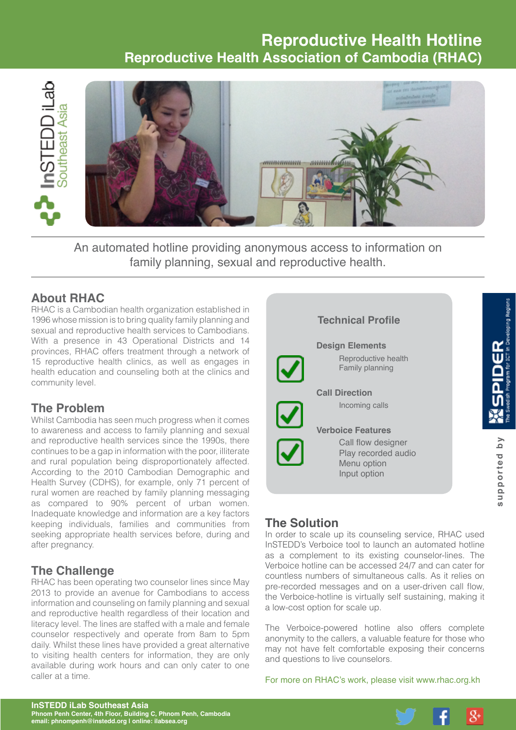# Reproduce Health Hotline

# Reproductive Health Hotline

## Reproductive Health Association of Cambodia (RHAC)

InSTEDD iLab Southeast Asia

An automated hotline providing anonymous access to information on family planning, sexual and reproductive health.

## About RHAC

RHAC is a Cambodian health organization established in 1996 whose mission is to bring quality family planning and sexual and reproductive health services to Cambodians. With a presence in 43 Operational Districts and 14 provinces, RHAC offers treatment through a network of 15 reproductive health clinics, as well as engages in health education and counseling both at the clinics and community level.

## The Problem

Whilst Cambodia has seen much progress when it comes to awareness and access to family planning and sexual and reproductive health services since the 1990s, there continues to be a gap in information with the poor, illiterate and rural population being disproportionately affected. According to the 2010 Cambodian Demographic and Health Survey (CDHS), for example, only 71 percent of rural women are reached by family planning messaging as compared to 90% percent of urban women. Inadequate knowledge and information are a key factors keeping individuals, families and communities from seeking appropriate health services before, during and after pregnancy.

## The Challenge

RHAC has been operating two counselor lines since May 2013 to provide an avenue for Cambodians to access information and counseling on family planning and sexual and reproductive health regardless of their location and literacy level. The lines are staffed with a male and female counselor respectively and operate from 8am to 5pm daily. Whilst these lines have provided a great alternative to visiting health centers for information, they are only available during work hours and can only cater to one caller at a time.

### Technical Profile

**Design Elements**
- Reproductive health
- Family planning

**Call Direction**
- Incoming calls

**Verboice Features**
- Call flow designer
- Play recorded audio
- Menu option
- Input option

supported by SPIDER – The Swedish Program for ICT in Developing Regions

## The Solution

In order to scale up its counseling service, RHAC used InSTEDD's Verboice tool to launch an automated hotline as a complement to its existing counselor-lines. The Verboice hotline can be accessed 24/7 and can cater for countless numbers of simultaneous calls. As it relies on pre-recorded messages and on a user-driven call flow, the Verboice-hotline is virtually self sustaining, making it a low-cost option for scale up.

The Verboice-powered hotline also offers complete anonymity to the callers, a valuable feature for those who may not have felt comfortable exposing their concerns and questions to live counselors.

For more on RHAC's work, please visit www.rhac.org.kh

**InSTEDD iLab Southeast Asia**
Phnom Penh Center, 4th Floor, Building C, Phnom Penh, Cambodia
email: phnompenh@instedd.org I online: ilabsea.org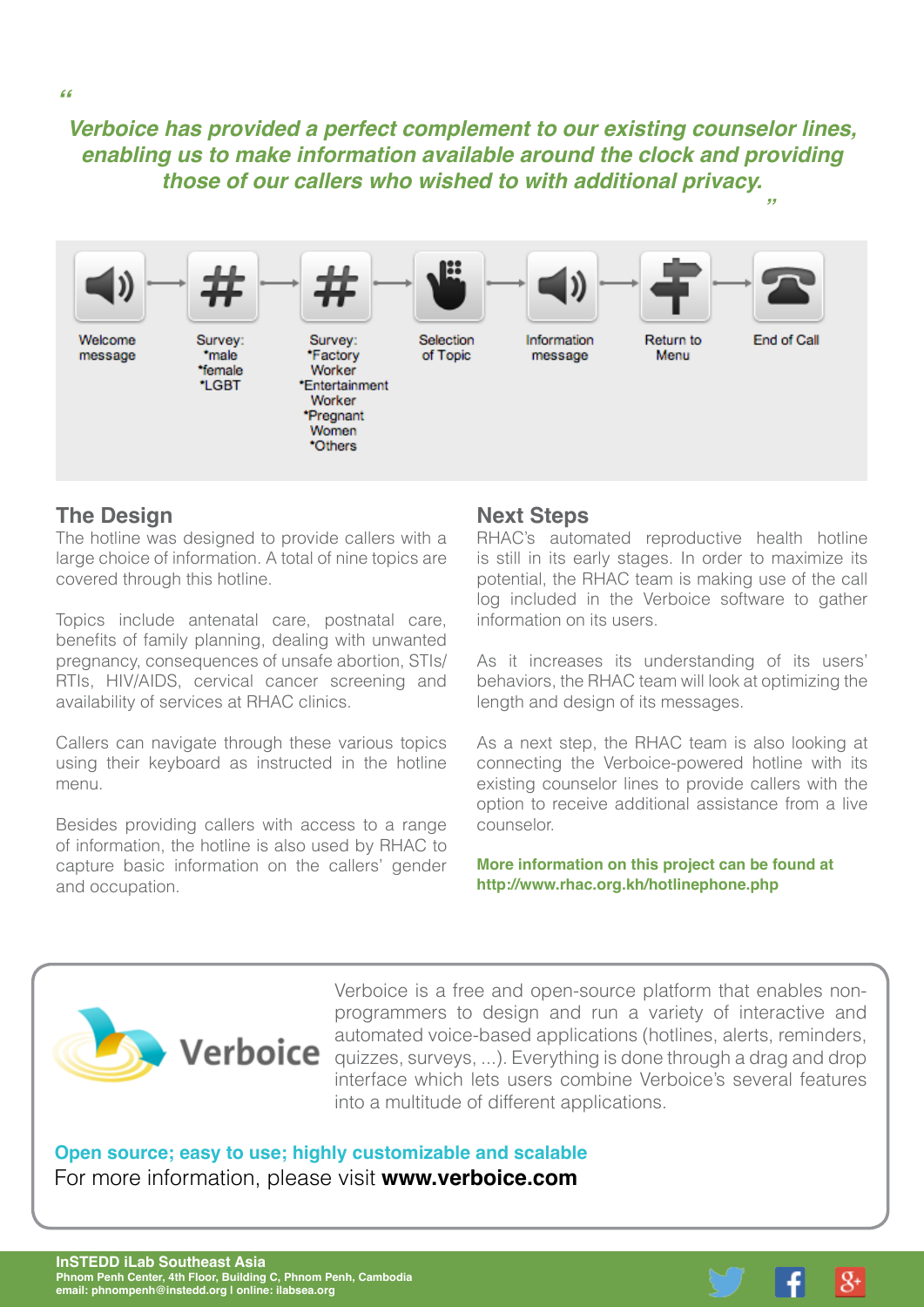*"Verboice has provided a perfect complement to our existing counselor lines, enabling us to make information available around the clock and providing those of our callers who wished to with additional privacy."*

Welcome message

Survey:
•male
•female
•LGBT

Survey:
•Factory Worker
•Entertainment Worker
•Pregnant Women
•Others

Selection of Topic

Information message

Return to Menu

End of Call

## The Design

The hotline was designed to provide callers with a large choice of information. A total of nine topics are covered through this hotline.

Topics include antenatal care, postnatal care, benefits of family planning, dealing with unwanted pregnancy, consequences of unsafe abortion, STIs/RTIs, HIV/AIDS, cervical cancer screening and availability of services at RHAC clinics.

Callers can navigate through these various topics using their keyboard as instructed in the hotline menu.

Besides providing callers with access to a range of information, the hotline is also used by RHAC to capture basic information on the callers' gender and occupation.

## Next Steps

RHAC's automated reproductive health hotline is still in its early stages. In order to maximize its potential, the RHAC team is making use of the call log included in the Verboice software to gather information on its users.

As it increases its understanding of its users' behaviors, the RHAC team will look at optimizing the length and design of its messages.

As a next step, the RHAC team is also looking at connecting the Verboice-powered hotline with its existing counselor lines to provide callers with the option to receive additional assistance from a live counselor.

**More information on this project can be found at http://www.rhac.org.kh/hotlinephone.php**

Verboice

Verboice is a free and open-source platform that enables non-programmers to design and run a variety of interactive and automated voice-based applications (hotlines, alerts, reminders, quizzes, surveys, ...). Everything is done through a drag and drop interface which lets users combine Verboice's several features into a multitude of different applications.

**Open source; easy to use; highly customizable and scalable**

For more information, please visit **www.verboice.com**

**InSTEDD iLab Southeast Asia**
**Phnom Penh Center, 4th Floor, Building C, Phnom Penh, Cambodia**
**email: phnompenh@instedd.org | online: ilabsea.org**